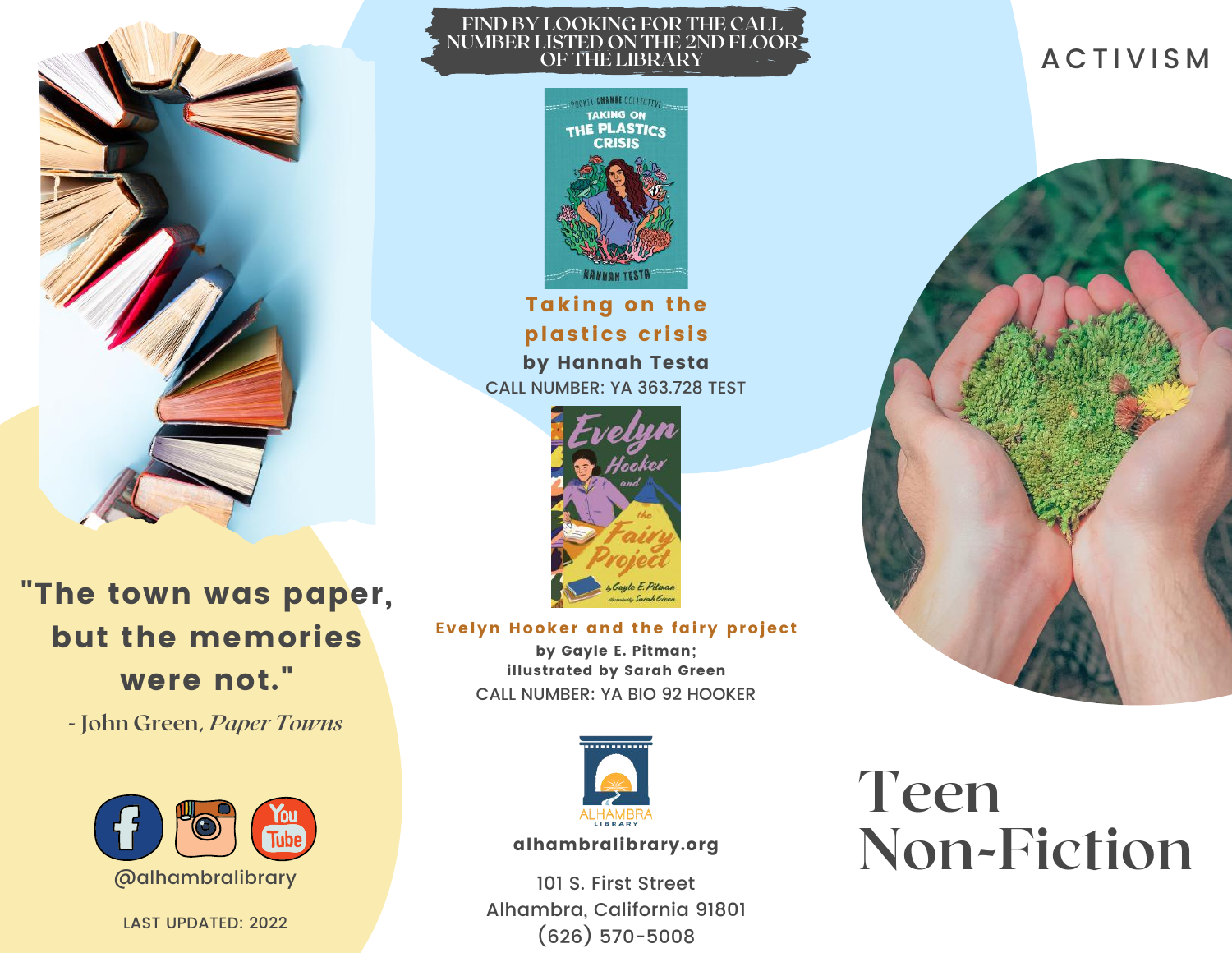# Teen Non-Fiction

## ACTIVISM

FIND BY LOOKING FOR THE CALL NUMBER LISTED ON THE 2ND FLOOR OF THE LIBRARY

**Taking on the plastics crisis**
**by Hannah Testa**
CALL NUMBER: YA 363.728 TEST

**Evelyn Hooker and the fairy project**
**by Gayle E. Pitman; illustrated by Sarah Green**
CALL NUMBER: YA BIO 92 HOOKER

**"The town was paper, but the memories were not."**

- John Green, *Paper Towns*

@alhambralibrary

LAST UPDATED: 2022

ALHAMBRA LIBRARY

**alhambralibrary.org**

101 S. First Street
Alhambra, California 91801
(626) 570-5008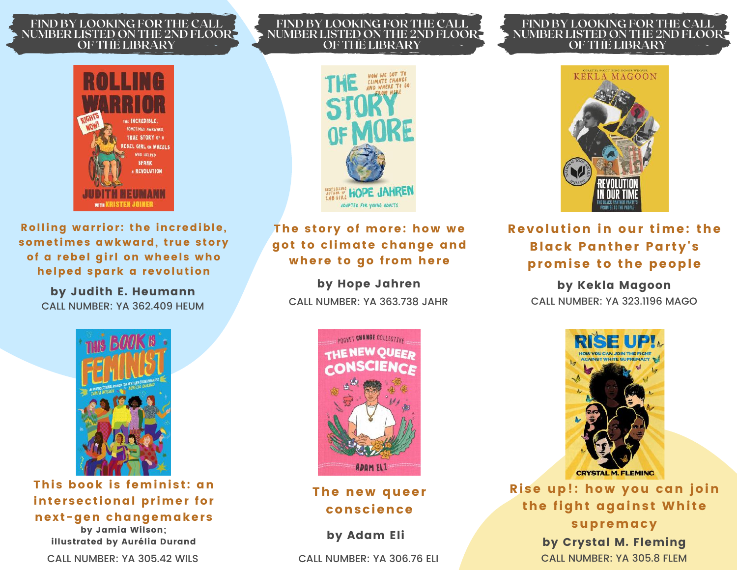FIND BY LOOKING FOR THE CALL NUMBER LISTED ON THE 2ND FLOOR OF THE LIBRARY

**Rolling warrior: the incredible, sometimes awkward, true story of a rebel girl on wheels who helped spark a revolution**

**by Judith E. Heumann**

CALL NUMBER: YA 362.409 HEUM

FIND BY LOOKING FOR THE CALL NUMBER LISTED ON THE 2ND FLOOR OF THE LIBRARY

**The story of more: how we got to climate change and where to go from here**

**by Hope Jahren**

CALL NUMBER: YA 363.738 JAHR

FIND BY LOOKING FOR THE CALL NUMBER LISTED ON THE 2ND FLOOR OF THE LIBRARY

**Revolution in our time: the Black Panther Party's promise to the people**

**by Kekla Magoon**

CALL NUMBER: YA 323.1196 MAGO

**This book is feminist: an intersectional primer for next-gen changemakers**

**by Jamia Wilson; illustrated by Aurélia Durand**

CALL NUMBER: YA 305.42 WILS

**The new queer conscience**

**by Adam Eli**

CALL NUMBER: YA 306.76 ELI

**Rise up!: how you can join the fight against White supremacy**

**by Crystal M. Fleming**

CALL NUMBER: YA 305.8 FLEM